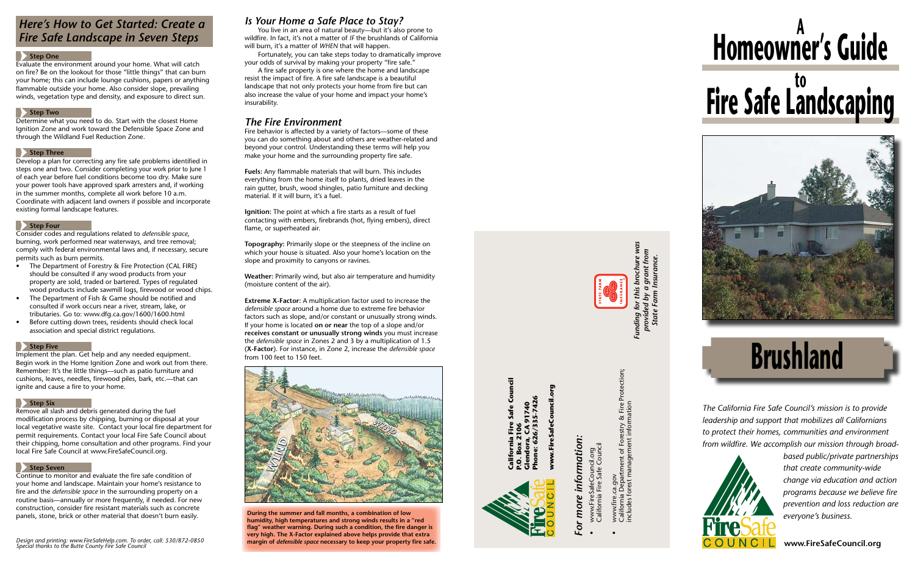## *Here's How to Get Started: Create a Fire Safe Landscape in Seven Steps*

### Step One

Evaluate the environment around your home. What will catch on fire? Be on the lookout for those "little things" that can burn your home; this can include lounge cushions, papers or anything flammable outside your home. Also consider slope, prevailing winds, vegetation type and density, and exposure to direct sun.

### Step Two

Determine what you need to do. Start with the closest Home Ignition Zone and work toward the Defensible Space Zone and through the Wildland Fuel Reduction Zone.

### Step Three

Develop a plan for correcting any fire safe problems identified in steps one and two. Consider completing your work prior to June 1 of each year before fuel conditions become too dry. Make sure your power tools have approved spark arresters and, if working in the summer months, complete all work before 10 a.m. Coordinate with adjacent land owners if possible and incorporate existing formal landscape features.

### Step Four

Consider codes and regulations related to *defensible space*, burning, work performed near waterways, and tree removal; comply with federal environmental laws and, if necessary, secure permits such as burn permits.

- The Department of Forestry & Fire Protection (CAL FIRE) should be consulted if any wood products from your property are sold, traded or bartered. Types of regulated wood products include sawmill logs, firewood or wood chips.
- The Department of Fish & Game should be notified and consulted if work occurs near a river, stream, lake, or tributaries. Go to: www.dfg.ca.gov/1600/1600.html
- Before cutting down trees, residents should check local association and special district regulations.

### Step Five

Implement the plan. Get help and any needed equipment. Begin work in the Home Ignition Zone and work out from there. Remember: It's the little things—such as patio furniture and cushions, leaves, needles, firewood piles, bark, etc.—that can ignite and cause a fire to your home.

### Step Six

Remove all slash and debris generated during the fuel modification process by chipping, burning or disposal at your local vegetative waste site. Contact your local fire department for permit requirements. Contact your local Fire Safe Council about their chipping, home consultation and other programs. Find your local Fire Safe Council at www.FireSafeCouncil.org.

### Step Seven

Continue to monitor and evaluate the fire safe condition of your home and landscape. Maintain your home's resistance to fire and the *defensible space* in the surrounding property on a routine basis—annually or more frequently, if needed. For new construction, consider fire resistant materials such as concrete panels, stone, brick or other material that doesn't burn easily.

*Design and printing: www.FireSafeHelp.com. To order, call: 530/872-0850*
*Special thanks to the Butte County Fire Safe Council*

## *Is Your Home a Safe Place to Stay?*

You live in an area of natural beauty—but it's also prone to wildfire. In fact, it's not a matter of *IF* the brushlands of California will burn, it's a matter of *WHEN* that will happen.

Fortunately, you can take steps today to dramatically improve your odds of survival by making your property "fire safe."

A fire safe property is one where the home and landscape resist the impact of fire. A fire safe landscape is a beautiful landscape that not only protects your home from fire but can also increase the value of your home and impact your home's insurability.

## *The Fire Environment*

Fire behavior is affected by a variety of factors—some of these you can do something about and others are weather-related and beyond your control. Understanding these terms will help you make your home and the surrounding property fire safe.

**Fuels:** Any flammable materials that will burn. This includes everything from the home itself to plants, dried leaves in the rain gutter, brush, wood shingles, patio furniture and decking material. If it will burn, it's a fuel.

**Ignition:** The point at which a fire starts as a result of fuel contacting with embers, firebrands (hot, flying embers), direct flame, or superheated air.

**Topography:** Primarily slope or the steepness of the incline on which your house is situated. Also your home's location on the slope and proximity to canyons or ravines.

**Weather:** Primarily wind, but also air temperature and humidity (moisture content of the air).

**Extreme X-Factor:** A multiplication factor used to increase the *defensible space* around a home due to extreme fire behavior factors such as slope, and/or constant or unusually strong winds. If your home is located **on or near** the top of a slope and/or **receives constant or unusually strong winds** you must increase the *defensible space* in Zones 2 and 3 by a multiplication of 1.5 (**X-Factor**). For instance, in Zone 2, increase the *defensible space* from 100 feet to 150 feet.

WIND

WIND

**During the summer and fall months, a combination of low humidity, high temperatures and strong winds results in a "red flag" weather warning. During such a condition, the fire danger is very high. The X-Factor explained above helps provide that extra margin of *defensible space* necessary to keep your property fire safe.**

**California Fire Safe Council**
**P.O. Box 2106**
**Glendora, CA 91740**
**Phone: 626/335-7426**

**www.FireSafeCouncil.org**

## *For more information:*

- www.FireSafeCouncil.org
  California Fire Safe Council
- www.fire.ca.gov
  California Department of Forestry & Fire Protection; includes forest management information

***Funding for this brochure was provided by a grant from State Farm Insurance.***

# A Homeowner's Guide to Fire Safe Landscaping

# Brushland

*The California Fire Safe Council's mission is to provide leadership and support that mobilizes all Californians to protect their homes, communities and environment from wildfire. We accomplish our mission through broad-based public/private partnerships that create community-wide change via education and action programs because we believe fire prevention and loss reduction are everyone's business.*

**www.FireSafeCouncil.org**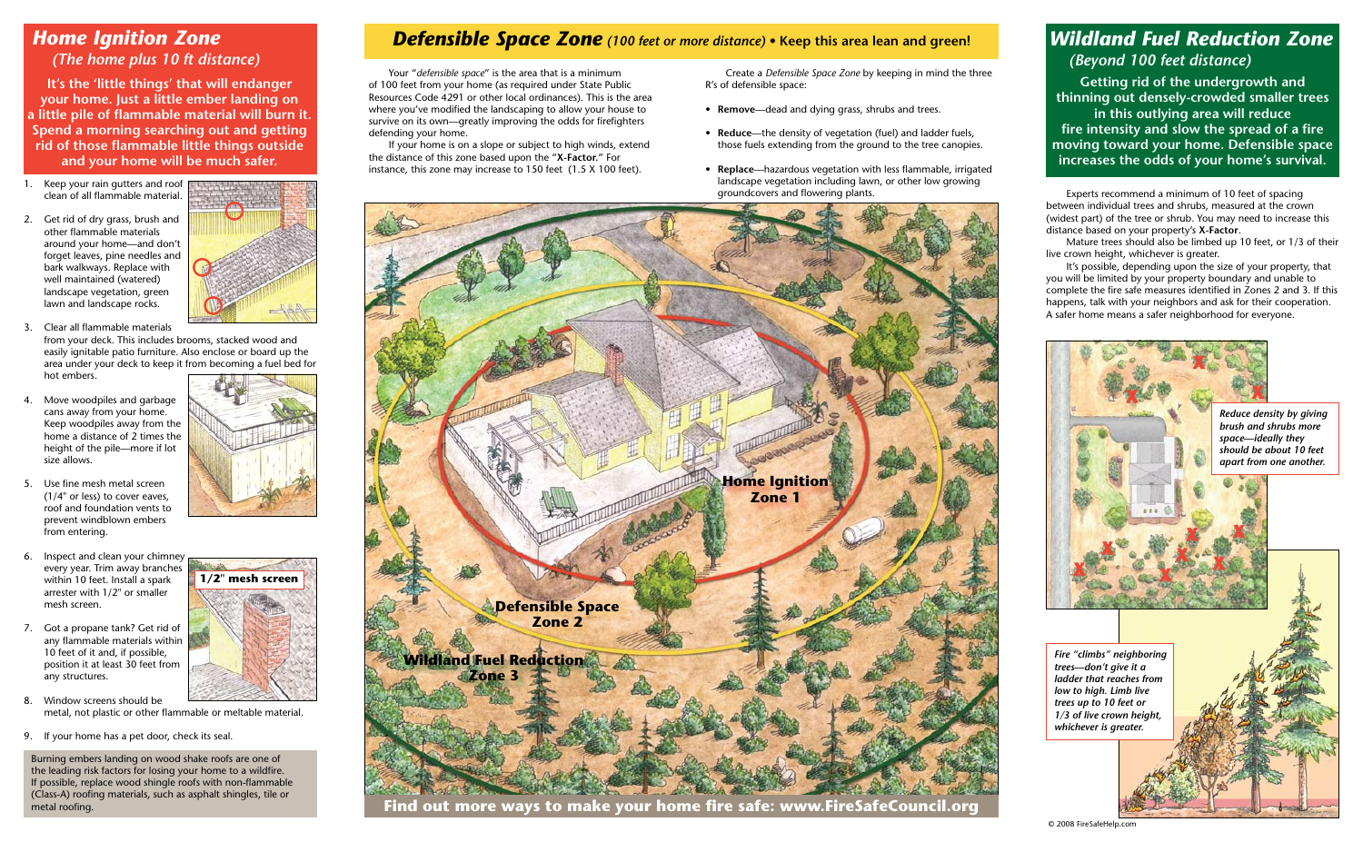## Home Ignition Zone

*(The home plus 10 ft distance)*

**It's the 'little things' that will endanger your home. Just a little ember landing on a little pile of flammable material will burn it. Spend a morning searching out and getting rid of those flammable little things outside and your home will be much safer.**

1. Keep your rain gutters and roof clean of all flammable material.
2. Get rid of dry grass, brush and other flammable materials around your home—and don't forget leaves, pine needles and bark walkways. Replace with well maintained (watered) landscape vegetation, green lawn and landscape rocks.
3. Clear all flammable materials from your deck. This includes brooms, stacked wood and easily ignitable patio furniture. Also enclose or board up the area under your deck to keep it from becoming a fuel bed for hot embers.
4. Move woodpiles and garbage cans away from your home. Keep woodpiles away from the home a distance of 2 times the height of the pile—more if lot size allows.
5. Use fine mesh metal screen (1/4" or less) to cover eaves, roof and foundation vents to prevent windblown embers from entering.
6. Inspect and clean your chimney every year. Trim away branches within 10 feet. Install a spark arrester with 1/2" or smaller mesh screen.
7. Got a propane tank? Get rid of any flammable materials within 10 feet of it and, if possible, position it at least 30 feet from any structures.
8. Window screens should be metal, not plastic or other flammable or meltable material.
9. If your home has a pet door, check its seal.

**1/2" mesh screen**

Burning embers landing on wood shake roofs are one of the leading risk factors for losing your home to a wildfire. If possible, replace wood shingle roofs with non-flammable (Class-A) roofing materials, such as asphalt shingles, tile or metal roofing.

## Defensible Space Zone *(100 feet or more distance)* • Keep this area lean and green!

Your "*defensible space*" is the area that is a minimum of 100 feet from your home (as required under State Public Resources Code 4291 or other local ordinances). This is the area where you've modified the landscaping to allow your house to survive on its own—greatly improving the odds for firefighters defending your home.

If your home is on a slope or subject to high winds, extend the distance of this zone based upon the "**X-Factor.**" For instance, this zone may increase to 150 feet (1.5 X 100 feet).

Create a *Defensible Space Zone* by keeping in mind the three R's of defensible space:

- **Remove**—dead and dying grass, shrubs and trees.
- **Reduce**—the density of vegetation (fuel) and ladder fuels, those fuels extending from the ground to the tree canopies.
- **Replace**—hazardous vegetation with less flammable, irrigated landscape vegetation including lawn, or other low growing groundcovers and flowering plants.

**Home Ignition Zone 1**

**Defensible Space Zone 2**

**Wildland Fuel Reduction Zone 3**

**Find out more ways to make your home fire safe: www.FireSafeCouncil.org**

## Wildland Fuel Reduction Zone

*(Beyond 100 feet distance)*

**Getting rid of the undergrowth and thinning out densely-crowded smaller trees in this outlying area will reduce fire intensity and slow the spread of a fire moving toward your home. Defensible space increases the odds of your home's survival.**

Experts recommend a minimum of 10 feet of spacing between individual trees and shrubs, measured at the crown (widest part) of the tree or shrub. You may need to increase this distance based on your property's **X-Factor**.

Mature trees should also be limbed up 10 feet, or 1/3 of their live crown height, whichever is greater.

It's possible, depending upon the size of your property, that you will be limited by your property boundary and unable to complete the fire safe measures identified in Zones 2 and 3. If this happens, talk with your neighbors and ask for their cooperation. A safer home means a safer neighborhood for everyone.

***Reduce density by giving brush and shrubs more space—ideally they should be about 10 feet apart from one another.***

***Fire "climbs" neighboring trees—don't give it a ladder that reaches from low to high. Limb live trees up to 10 feet or 1/3 of live crown height, whichever is greater.***

© 2008 FireSafeHelp.com